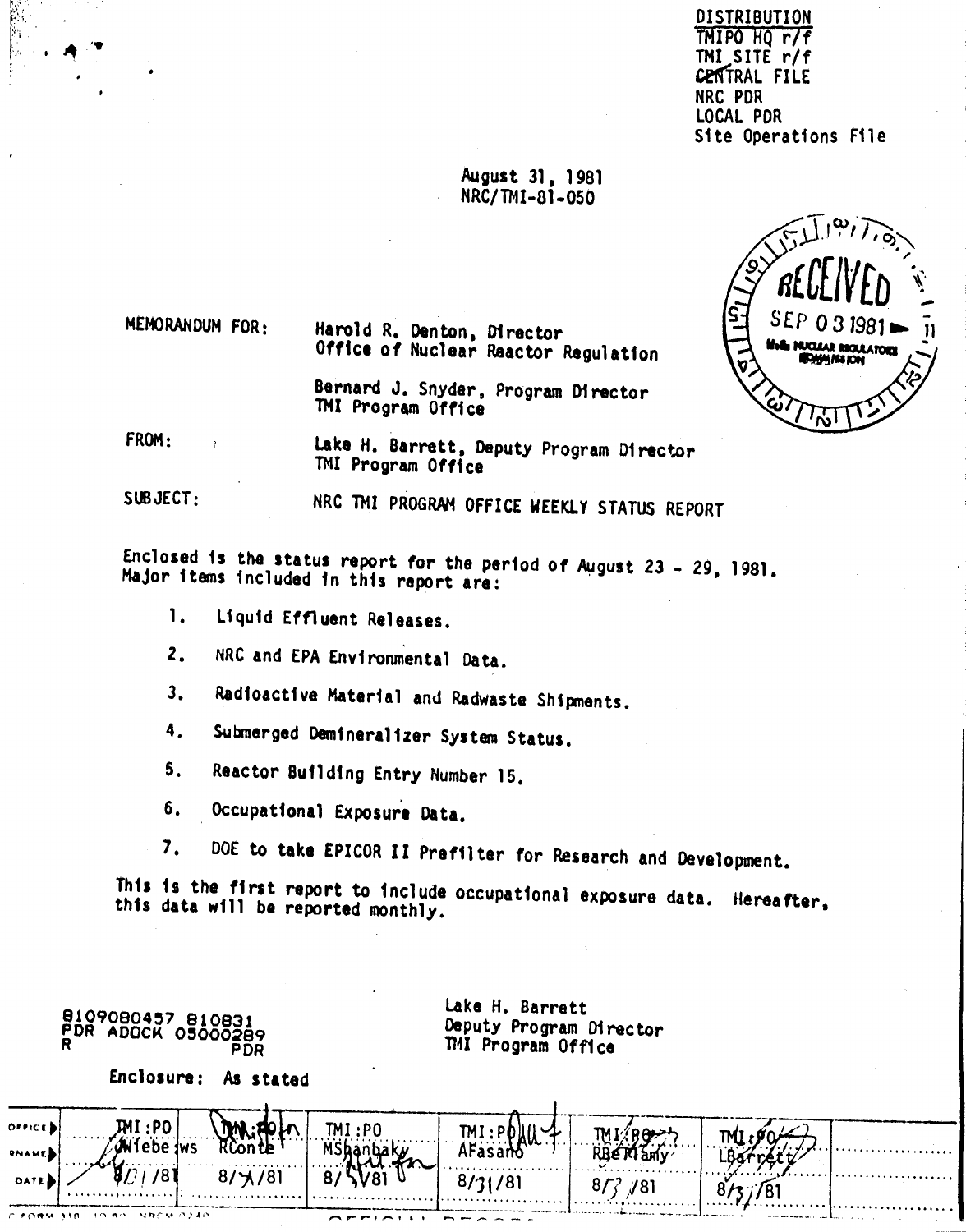DISTRIBUTION
TMIPO HQ r/f
TMI SITE r/f
CENTRAL FILE
NRC PDR
LOCAL PDR
Site Operations File

August 31, 1981
NRC/TMI-81-050

RECEIVED
SEP 03 1981
U.S. NUCLEAR REGULATORY COMMISSION

MEMORANDUM FOR: Harold R. Denton, Director
Office of Nuclear Reactor Regulation

Bernard J. Snyder, Program Director
TMI Program Office

FROM: Lake H. Barrett, Deputy Program Director
TMI Program Office

SUBJECT: NRC TMI PROGRAM OFFICE WEEKLY STATUS REPORT

Enclosed is the status report for the period of August 23 - 29, 1981. Major items included in this report are:

1. Liquid Effluent Releases.
2. NRC and EPA Environmental Data.
3. Radioactive Material and Radwaste Shipments.
4. Submerged Demineralizer System Status.
5. Reactor Building Entry Number 15.
6. Occupational Exposure Data.
7. DOE to take EPICOR II Prefilter for Research and Development.

This is the first report to include occupational exposure data. Hereafter, this data will be reported monthly.

8109080457 810831
PDR ADOCK 05000289
R PDR

Lake H. Barrett
Deputy Program Director
TMI Program Office

Enclosure: As stated

| | | | | | | | |
|---|---|---|---|---|---|---|---|
| OFFICE | TMI:PO | TMI:PO | TMI:PO | TMI:PO | TMI:PO | TMI:PO | |
| SURNAME | JWiebe ws | RConte | MShanbaky | AFasano | RBellamy | LBarrett | |
| DATE | 8/31/81 | 8/31/81 | 8/31/81 | 8/31/81 | 8/31/81 | 8/31/81 | |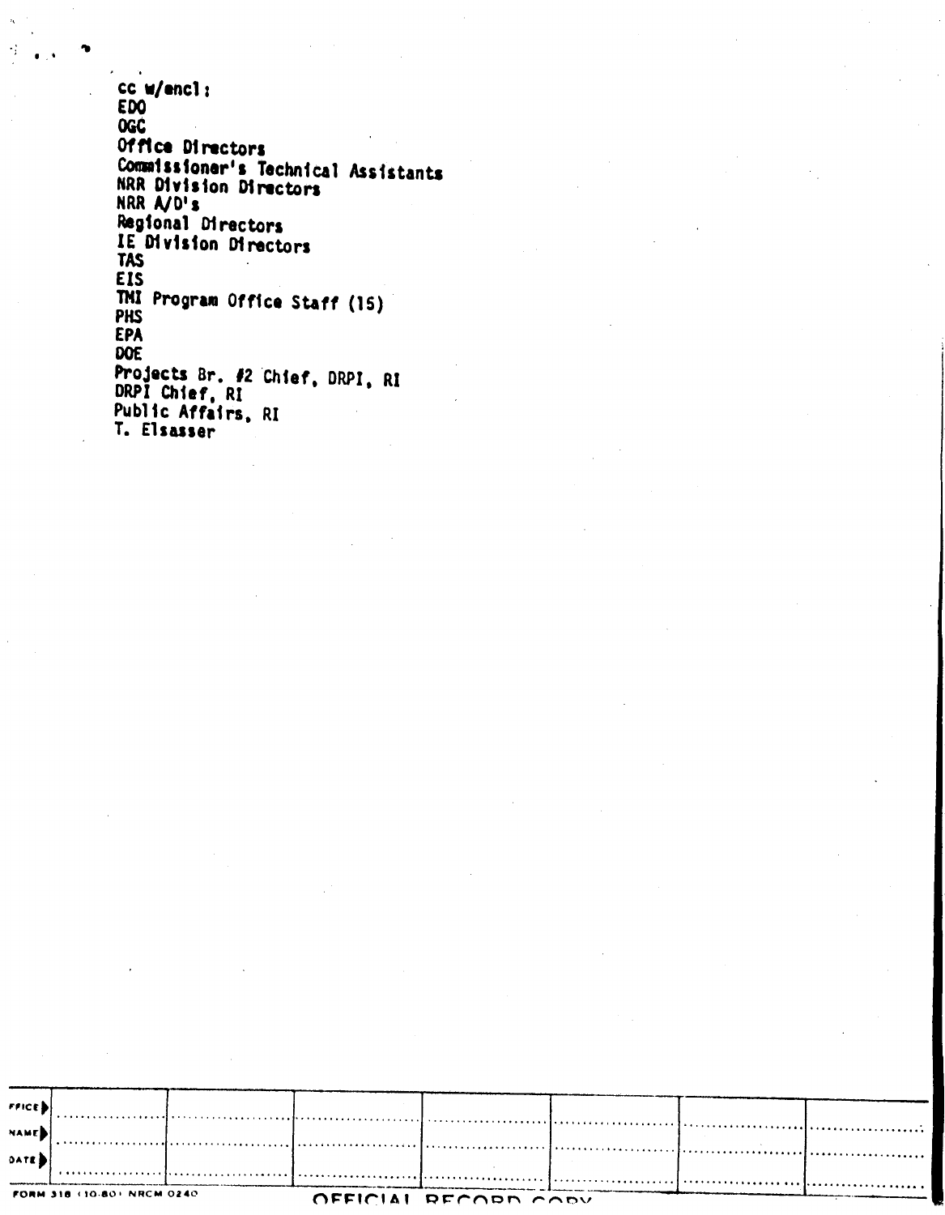cc w/encl:
EDO
OGC
Office Directors
Commissioner's Technical Assistants
NRR Division Directors
NRR A/D's
Regional Directors
IE Division Directors
TAS
EIS
TMI Program Office Staff (15)
PHS
EPA
DOE
Projects Br. #2 Chief, DRPI, RI
DRPI Chief, RI
Public Affairs, RI
T. Elsasser

| | | | | | | | |
|---|---|---|---|---|---|---|---|
| OFFICE ▶ | | | | | | | |
| NAME ▶ | | | | | | | |
| DATE ▶ | | | | | | | |

FORM 318 (10-80) NRCM 0240

OFFICIAL RECORD COPY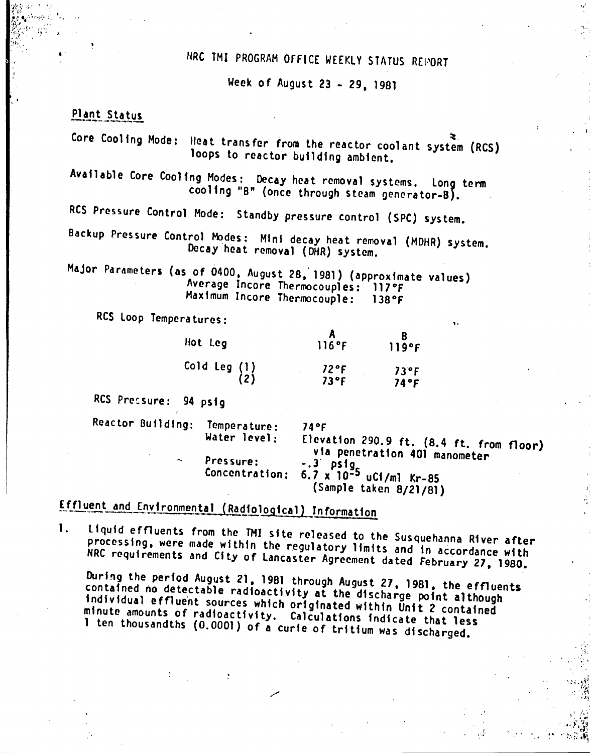# NRC TMI PROGRAM OFFICE WEEKLY STATUS REPORT

Week of August 23 - 29, 1981

## Plant Status

Core Cooling Mode: Heat transfer from the reactor coolant system (RCS) loops to reactor building ambient.

Available Core Cooling Modes: Decay heat removal systems. Long term cooling "B" (once through steam generator-B).

RCS Pressure Control Mode: Standby pressure control (SPC) system.

Backup Pressure Control Modes: Mini decay heat removal (MDHR) system. Decay heat removal (DHR) system.

Major Parameters (as of 0400, August 28, 1981) (approximate values)
Average Incore Thermocouples: 117°F
Maximum Incore Thermocouple: 138°F

RCS Loop Temperatures:

| | A | B |
|---|---|---|
| Hot Leg | 116°F | 119°F |
| Cold Leg (1) | 72°F | 73°F |
| (2) | 73°F | 74°F |

RCS Pressure: 94 psig

Reactor Building:
- Temperature: 74°F
- Water level: Elevation 290.9 ft. (8.4 ft. from floor) via penetration 401 manometer
- Pressure: -.3 psig
- Concentration: $6.7 \times 10^{-5}$ uCi/ml Kr-85 (Sample taken 8/21/81)

## Effluent and Environmental (Radiological) Information

1. Liquid effluents from the TMI site released to the Susquehanna River after processing, were made within the regulatory limits and in accordance with NRC requirements and City of Lancaster Agreement dated February 27, 1980.

   During the period August 21, 1981 through August 27, 1981, the effluents contained no detectable radioactivity at the discharge point although individual effluent sources which originated within Unit 2 contained minute amounts of radioactivity. Calculations indicate that less 1 ten thousandths (0.0001) of a curie of tritium was discharged.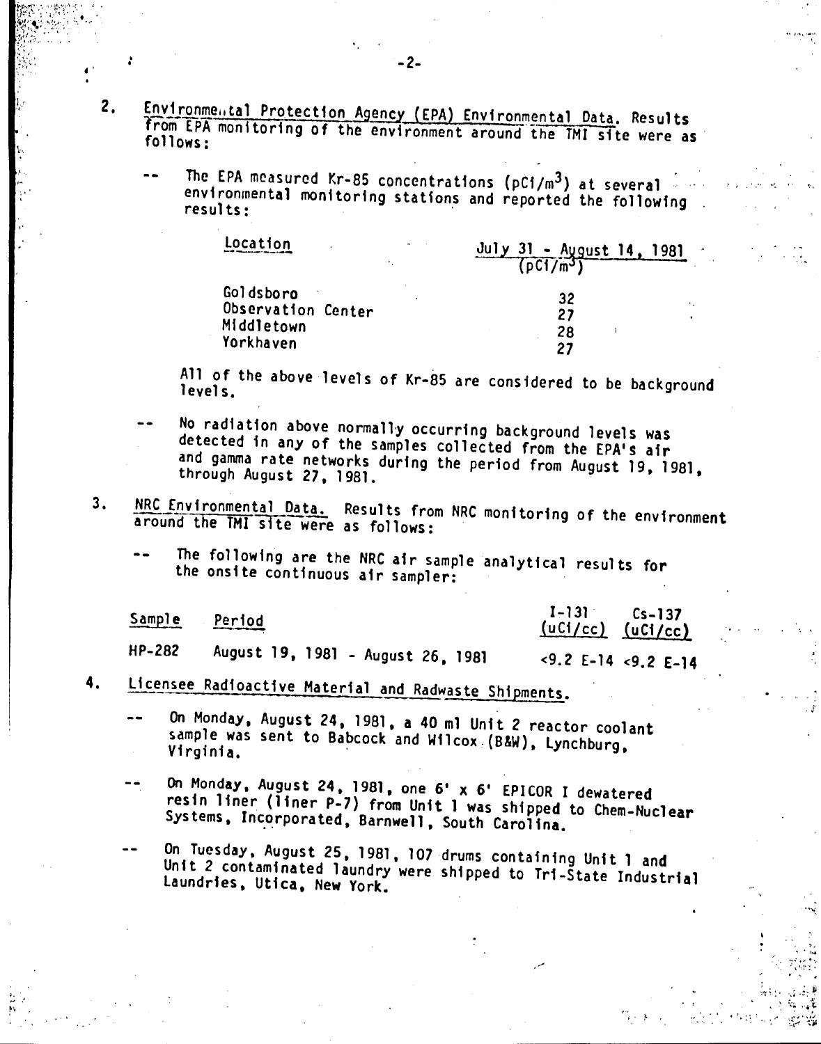2. Environmental Protection Agency (EPA) Environmental Data. Results from EPA monitoring of the environment around the TMI site were as follows:

-- The EPA measured Kr-85 concentrations ($pCi/m^3$) at several environmental monitoring stations and reported the following results:

| Location | July 31 - August 14, 1981 ($pCi/m^3$) |
|---|---|
| Goldsboro | 32 |
| Observation Center | 27 |
| Middletown | 28 |
| Yorkhaven | 27 |

All of the above levels of Kr-85 are considered to be background levels.

-- No radiation above normally occurring background levels was detected in any of the samples collected from the EPA's air and gamma rate networks during the period from August 19, 1981, through August 27, 1981.

3. NRC Environmental Data. Results from NRC monitoring of the environment around the TMI site were as follows:

-- The following are the NRC air sample analytical results for the onsite continuous air sampler:

| Sample | Period | I-131 (uCi/cc) | Cs-137 (uCi/cc) |
|---|---|---|---|
| HP-282 | August 19, 1981 - August 26, 1981 | <9.2 E-14 | <9.2 E-14 |

4. Licensee Radioactive Material and Radwaste Shipments.

-- On Monday, August 24, 1981, a 40 ml Unit 2 reactor coolant sample was sent to Babcock and Wilcox (B&W), Lynchburg, Virginia.

-- On Monday, August 24, 1981, one 6' x 6' EPICOR I dewatered resin liner (liner P-7) from Unit 1 was shipped to Chem-Nuclear Systems, Incorporated, Barnwell, South Carolina.

-- On Tuesday, August 25, 1981, 107 drums containing Unit 1 and Unit 2 contaminated laundry were shipped to Tri-State Industrial Laundries, Utica, New York.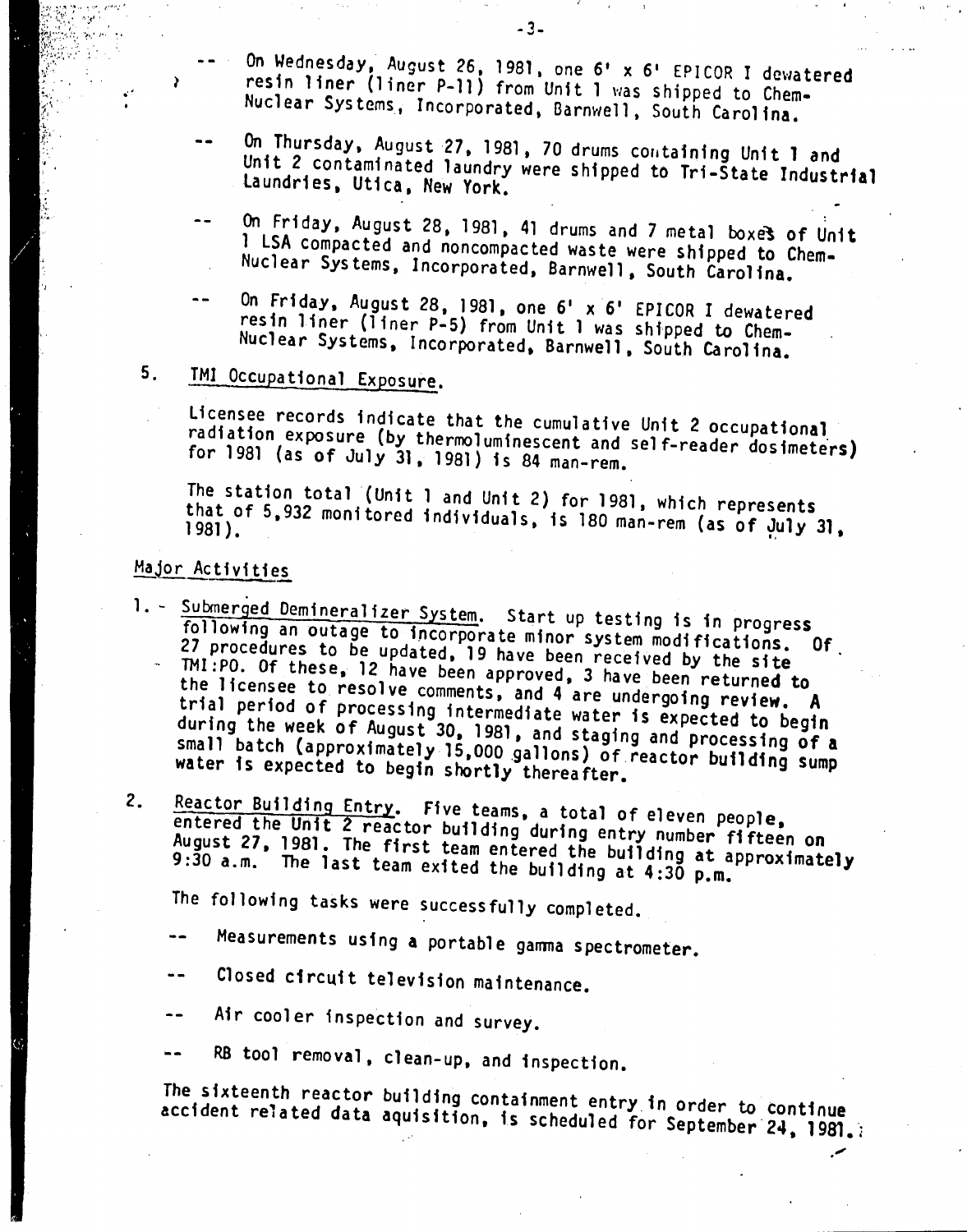-- On Wednesday, August 26, 1981, one 6' x 6' EPICOR I dewatered resin liner (liner P-11) from Unit 1 was shipped to Chem-Nuclear Systems, Incorporated, Barnwell, South Carolina.

-- On Thursday, August 27, 1981, 70 drums containing Unit 1 and Unit 2 contaminated laundry were shipped to Tri-State Industrial Laundries, Utica, New York.

-- On Friday, August 28, 1981, 41 drums and 7 metal boxes of Unit 1 LSA compacted and noncompacted waste were shipped to Chem-Nuclear Systems, Incorporated, Barnwell, South Carolina.

-- On Friday, August 28, 1981, one 6' x 6' EPICOR I dewatered resin liner (liner P-5) from Unit 1 was shipped to Chem-Nuclear Systems, Incorporated, Barnwell, South Carolina.

5. TMI Occupational Exposure.

Licensee records indicate that the cumulative Unit 2 occupational radiation exposure (by thermoluminescent and self-reader dosimeters) for 1981 (as of July 31, 1981) is 84 man-rem.

The station total (Unit 1 and Unit 2) for 1981, which represents that of 5,932 monitored individuals, is 180 man-rem (as of July 31, 1981).

## Major Activities

1. Submerged Demineralizer System. Start up testing is in progress following an outage to incorporate minor system modifications. Of 27 procedures to be updated, 19 have been received by the site TMI:PO. Of these, 12 have been approved, 3 have been returned to the licensee to resolve comments, and 4 are undergoing review. A trial period of processing intermediate water is expected to begin during the week of August 30, 1981, and staging and processing of a small batch (approximately 15,000 gallons) of reactor building sump water is expected to begin shortly thereafter.

2. Reactor Building Entry. Five teams, a total of eleven people, entered the Unit 2 reactor building during entry number fifteen on August 27, 1981. The first team entered the building at approximately 9:30 a.m. The last team exited the building at 4:30 p.m.

The following tasks were successfully completed.

-- Measurements using a portable gamma spectrometer.

-- Closed circuit television maintenance.

-- Air cooler inspection and survey.

-- RB tool removal, clean-up, and inspection.

The sixteenth reactor building containment entry in order to continue accident related data aquisition, is scheduled for September 24, 1981.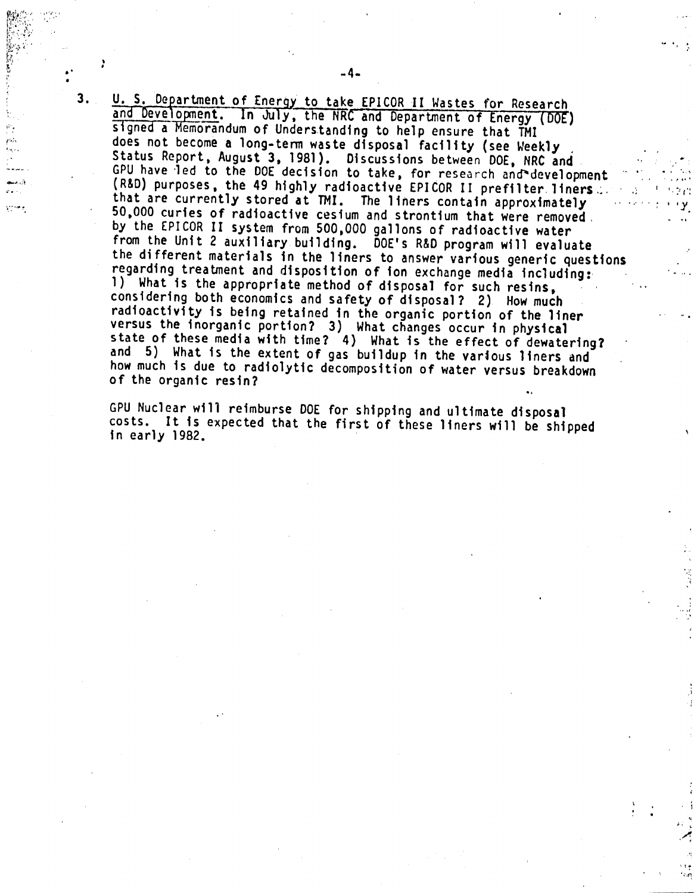3. <u>U. S. Department of Energy to take EPICOR II Wastes for Research and Development</u>. In July, the NRC and Department of Energy (DOE) signed a Memorandum of Understanding to help ensure that TMI does not become a long-term waste disposal facility (see Weekly Status Report, August 3, 1981). Discussions between DOE, NRC and GPU have led to the DOE decision to take, for research and development (R&D) purposes, the 49 highly radioactive EPICOR II prefilter liners that are currently stored at TMI. The liners contain approximately 50,000 curies of radioactive cesium and strontium that were removed by the EPICOR II system from 500,000 gallons of radioactive water from the Unit 2 auxiliary building. DOE's R&D program will evaluate the different materials in the liners to answer various generic questions regarding treatment and disposition of ion exchange media including: 1) What is the appropriate method of disposal for such resins, considering both economics and safety of disposal? 2) How much radioactivity is being retained in the organic portion of the liner versus the inorganic portion? 3) What changes occur in physical state of these media with time? 4) What is the effect of dewatering? and 5) What is the extent of gas buildup in the various liners and how much is due to radiolytic decomposition of water versus breakdown of the organic resin?

   GPU Nuclear will reimburse DOE for shipping and ultimate disposal costs. It is expected that the first of these liners will be shipped in early 1982.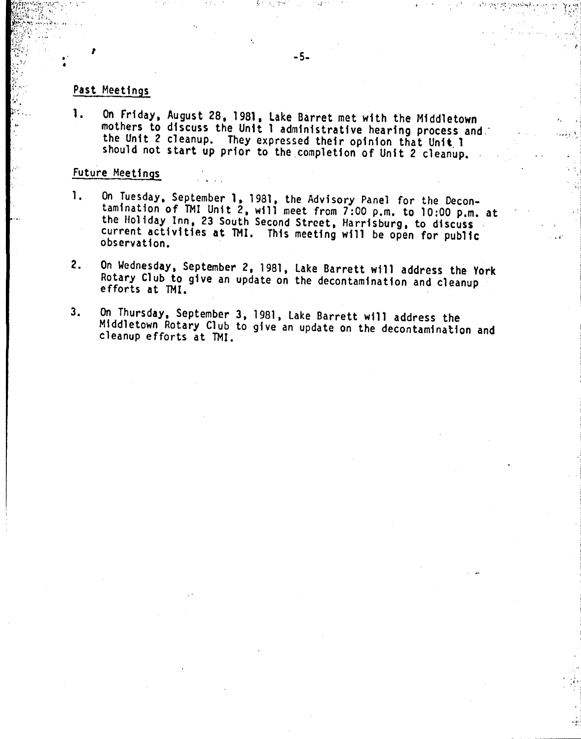## Past Meetings

1. On Friday, August 28, 1981, Lake Barret met with the Middletown mothers to discuss the Unit 1 administrative hearing process and the Unit 2 cleanup. They expressed their opinion that Unit 1 should not start up prior to the completion of Unit 2 cleanup.

## Future Meetings

1. On Tuesday, September 1, 1981, the Advisory Panel for the Decontamination of TMI Unit 2, will meet from 7:00 p.m. to 10:00 p.m. at the Holiday Inn, 23 South Second Street, Harrisburg, to discuss current activities at TMI. This meeting will be open for public observation.

2. On Wednesday, September 2, 1981, Lake Barrett will address the York Rotary Club to give an update on the decontamination and cleanup efforts at TMI.

3. On Thursday, September 3, 1981, Lake Barrett will address the Middletown Rotary Club to give an update on the decontamination and cleanup efforts at TMI.